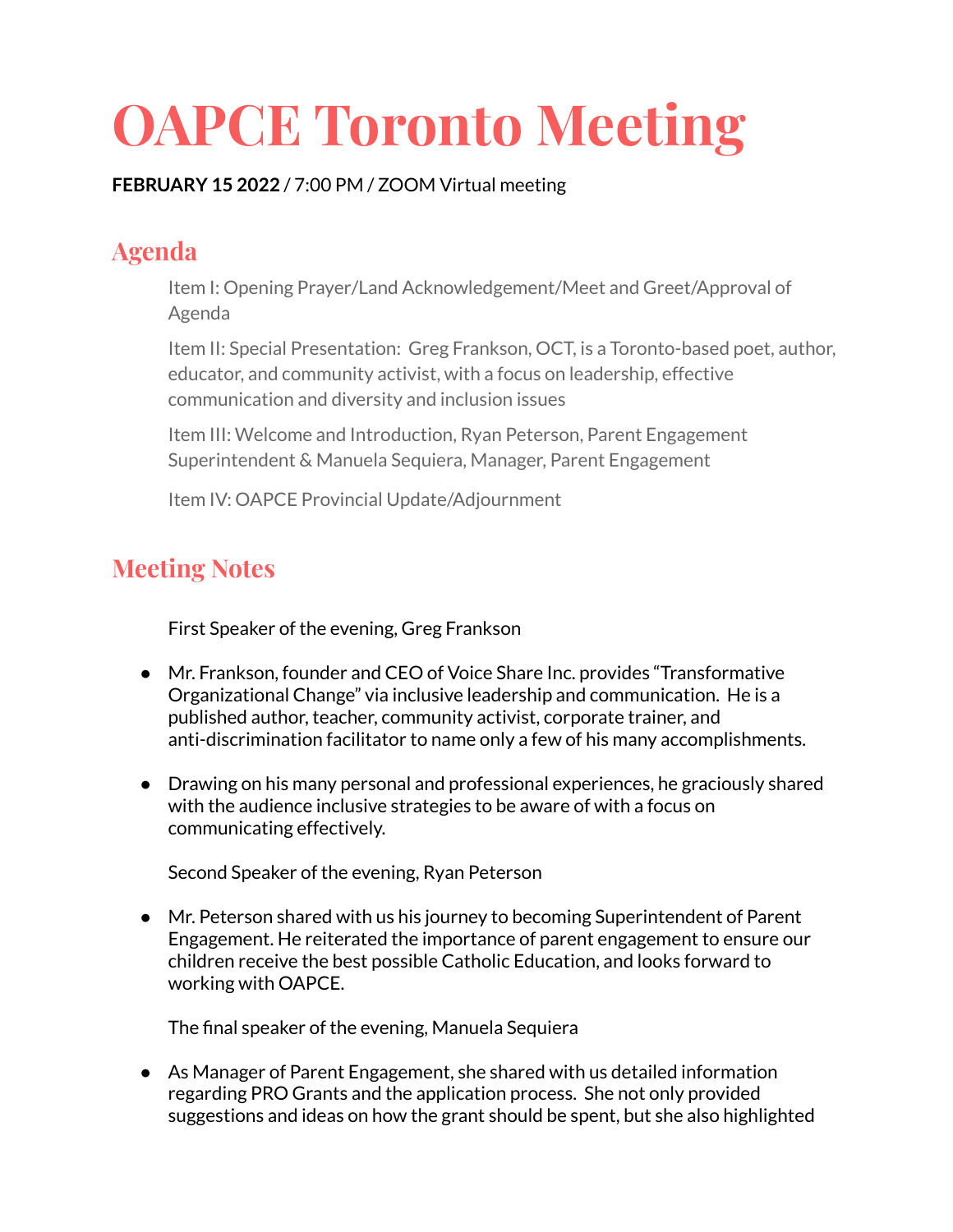# OAPCE Toronto Meeting

**FEBRUARY 15 2022** / 7:00 PM / ZOOM Virtual meeting

## Agenda

Item I: Opening Prayer/Land Acknowledgement/Meet and Greet/Approval of Agenda

Item II: Special Presentation: Greg Frankson, OCT, is a Toronto-based poet, author, educator, and community activist, with a focus on leadership, effective communication and diversity and inclusion issues

Item III: Welcome and Introduction, Ryan Peterson, Parent Engagement Superintendent & Manuela Sequiera, Manager, Parent Engagement

Item IV: OAPCE Provincial Update/Adjournment

## Meeting Notes

First Speaker of the evening, Greg Frankson

- Mr. Frankson, founder and CEO of Voice Share Inc. provides "Transformative Organizational Change" via inclusive leadership and communication. He is a published author, teacher, community activist, corporate trainer, and anti-discrimination facilitator to name only a few of his many accomplishments.

- Drawing on his many personal and professional experiences, he graciously shared with the audience inclusive strategies to be aware of with a focus on communicating effectively.

Second Speaker of the evening, Ryan Peterson

- Mr. Peterson shared with us his journey to becoming Superintendent of Parent Engagement. He reiterated the importance of parent engagement to ensure our children receive the best possible Catholic Education, and looks forward to working with OAPCE.

The final speaker of the evening, Manuela Sequiera

- As Manager of Parent Engagement, she shared with us detailed information regarding PRO Grants and the application process. She not only provided suggestions and ideas on how the grant should be spent, but she also highlighted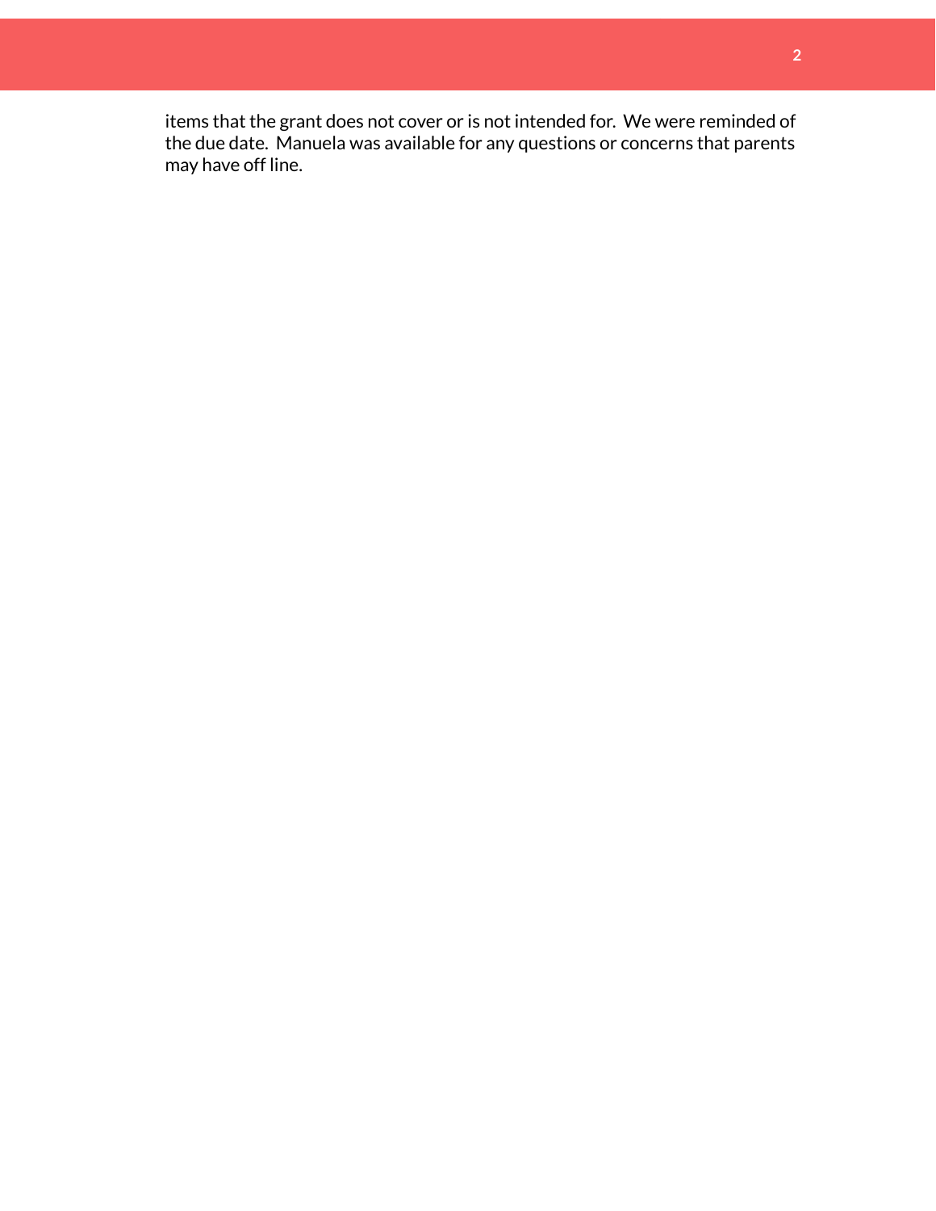items that the grant does not cover or is not intended for. We were reminded of the due date. Manuela was available for any questions or concerns that parents may have off line.